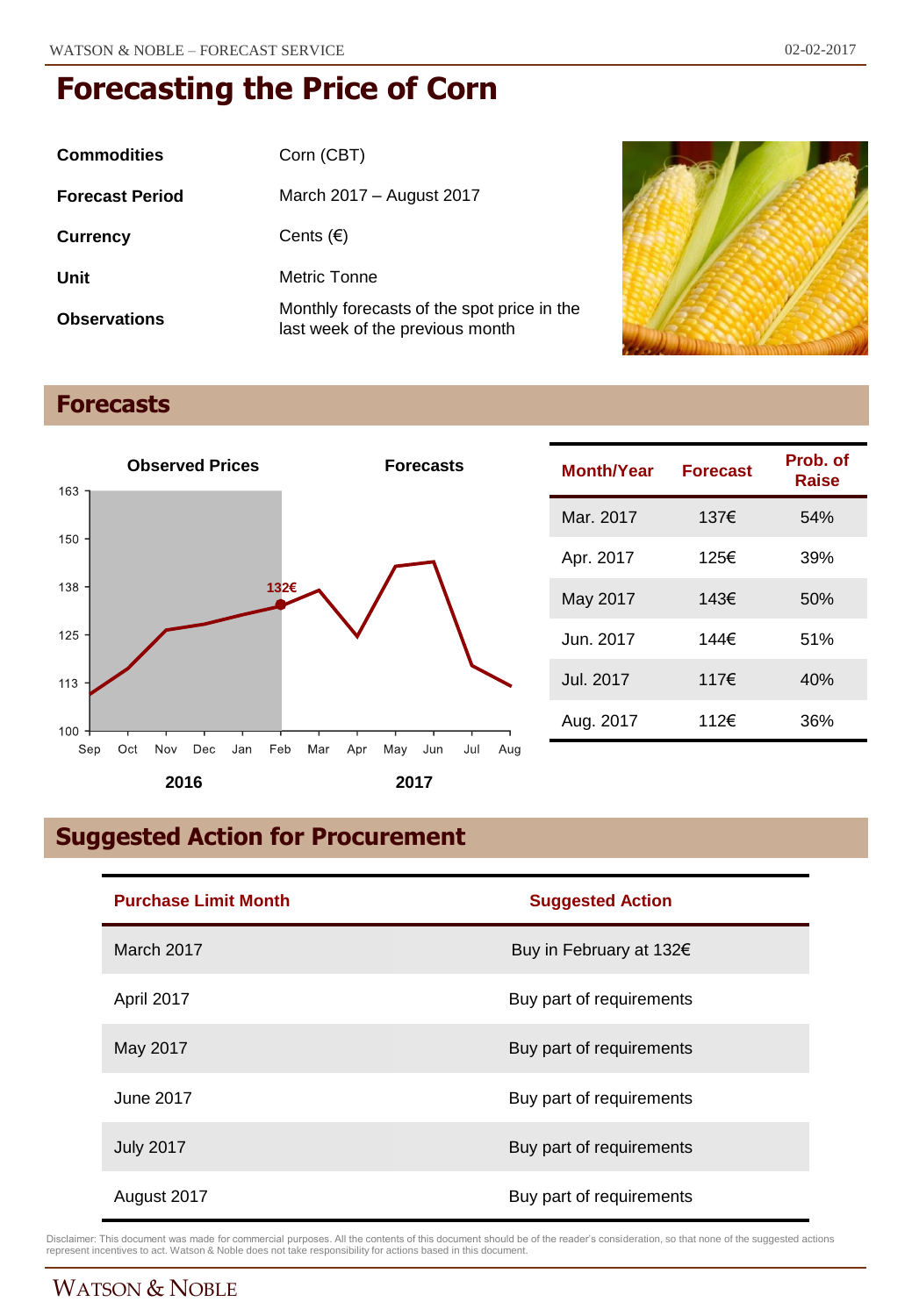# Forecasting the Price of Corn

| | |
|---|---|
| **Commodities** | Corn (CBT) |
| **Forecast Period** | March 2017 – August 2017 |
| **Currency** | Cents (€) |
| **Unit** | Metric Tonne |
| **Observations** | Monthly forecasts of the spot price in the last week of the previous month |

## Forecasts

| Month/Year | Forecast | Prob. of Raise |
|---|---|---|
| Mar. 2017 | 137€ | 54% |
| Apr. 2017 | 125€ | 39% |
| May 2017 | 143€ | 50% |
| Jun. 2017 | 144€ | 51% |
| Jul. 2017 | 117€ | 40% |
| Aug. 2017 | 112€ | 36% |

## Suggested Action for Procurement

| Purchase Limit Month | Suggested Action |
|---|---|
| March 2017 | Buy in February at 132€ |
| April 2017 | Buy part of requirements |
| May 2017 | Buy part of requirements |
| June 2017 | Buy part of requirements |
| July 2017 | Buy part of requirements |
| August 2017 | Buy part of requirements |

Disclaimer: This document was made for commercial purposes. All the contents of this document should be of the reader's consideration, so that none of the suggested actions represent incentives to act. Watson & Noble does not take responsibility for actions based in this document.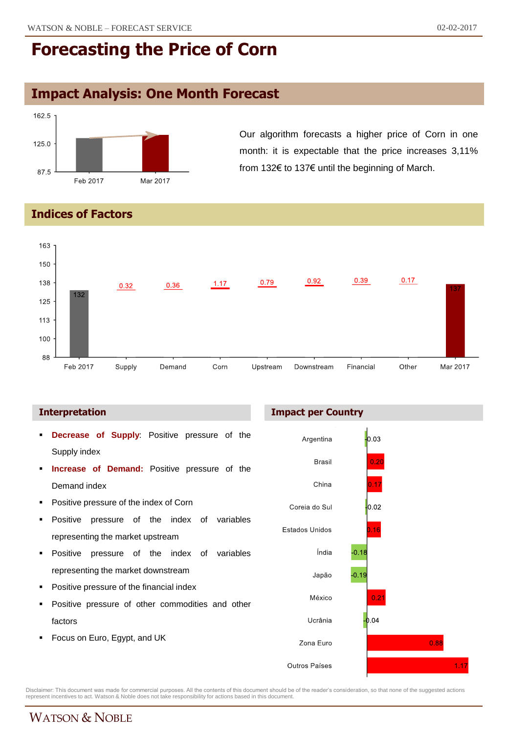# Forecasting the Price of Corn

## Impact Analysis: One Month Forecast

Our algorithm forecasts a higher price of Corn in one month: it is expectable that the price increases 3,11% from 132€ to 137€ until the beginning of March.

## Indices of Factors

| Feb 2017 | Supply | Demand | Corn | Upstream | Downstream | Financial | Other | Mar 2017 |
|---|---|---|---|---|---|---|---|---|
| 132 | 0.32 | 0.36 | 1.17 | 0.79 | 0.92 | 0.39 | 0.17 | 137 |

### Interpretation

- **Decrease of Supply**: Positive pressure of the Supply index
- **Increase of Demand:** Positive pressure of the Demand index
- Positive pressure of the index of Corn
- Positive pressure of the index of variables representing the market upstream
- Positive pressure of the index of variables representing the market downstream
- Positive pressure of the financial index
- Positive pressure of other commodities and other factors
- Focus on Euro, Egypt, and UK

### Impact per Country

| Country | Impact |
|---|---|
| Argentina | -0.03 |
| Brasil | 0.20 |
| China | 0.17 |
| Coreia do Sul | -0.02 |
| Estados Unidos | 0.16 |
| Índia | -0.18 |
| Japão | -0.19 |
| México | 0.21 |
| Ucrânia | -0.04 |
| Zona Euro | 0.88 |
| Outros Países | 1.17 |

Disclaimer: This document was made for commercial purposes. All the contents of this document should be of the reader's consideration, so that none of the suggested actions represent incentives to act. Watson & Noble does not take responsibility for actions based in this document.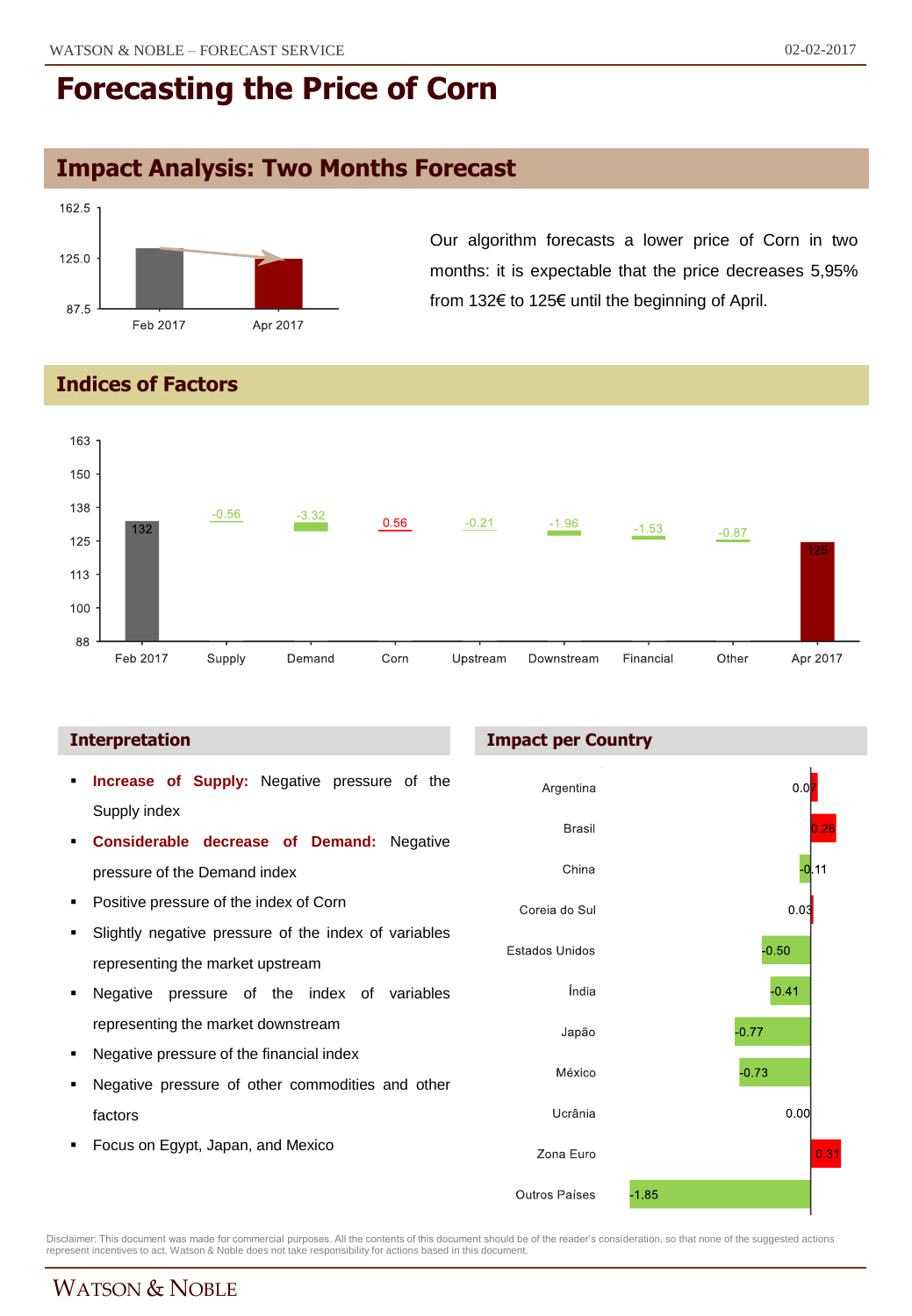# Forecasting the Price of Corn

## Impact Analysis: Two Months Forecast

| | Feb 2017 | Apr 2017 |
|---|---|---|
| Price | 132 | 125 |

Our algorithm forecasts a lower price of Corn in two months: it is expectable that the price decreases 5,95% from 132€ to 125€ until the beginning of April.

## Indices of Factors

| Feb 2017 | Supply | Demand | Corn | Upstream | Downstream | Financial | Other | Apr 2017 |
|---|---|---|---|---|---|---|---|---|
| 132 | -0.56 | -3.32 | 0.56 | -0.21 | -1.96 | -1.53 | -0.87 | 125 |

### Interpretation

- **Increase of Supply:** Negative pressure of the Supply index
- **Considerable decrease of Demand:** Negative pressure of the Demand index
- Positive pressure of the index of Corn
- Slightly negative pressure of the index of variables representing the market upstream
- Negative pressure of the index of variables representing the market downstream
- Negative pressure of the financial index
- Negative pressure of other commodities and other factors
- Focus on Egypt, Japan, and Mexico

### Impact per Country

| Country | Impact |
|---|---|
| Argentina | 0.07 |
| Brasil | 0.26 |
| China | -0.11 |
| Coreia do Sul | 0.03 |
| Estados Unidos | -0.50 |
| Índia | -0.41 |
| Japão | -0.77 |
| México | -0.73 |
| Ucrânia | 0.00 |
| Zona Euro | 0.31 |
| Outros Países | -1.85 |

Disclaimer: This document was made for commercial purposes. All the contents of this document should be of the reader's consideration, so that none of the suggested actions represent incentives to act. Watson & Noble does not take responsibility for actions based in this document.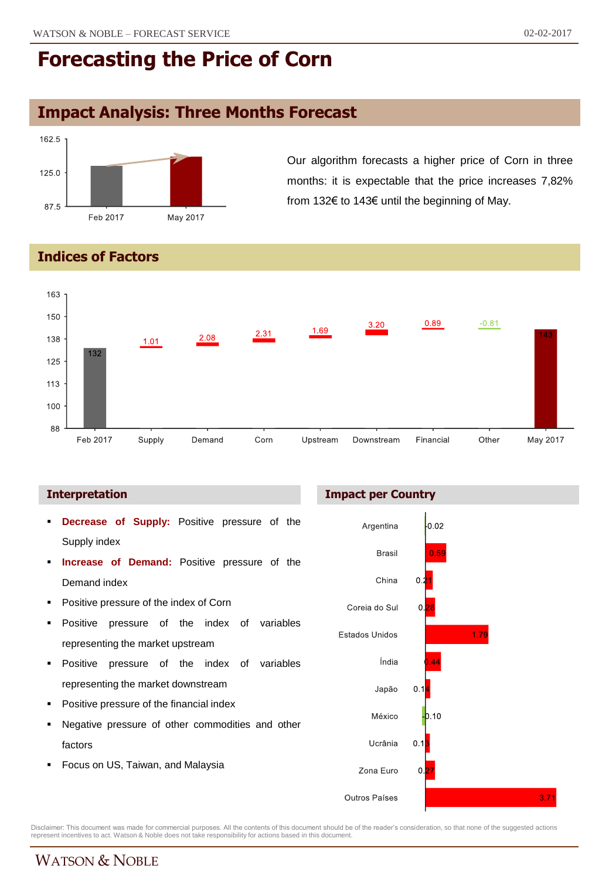# Forecasting the Price of Corn

## Impact Analysis: Three Months Forecast

Our algorithm forecasts a higher price of Corn in three months: it is expectable that the price increases 7,82% from 132€ to 143€ until the beginning of May.

## Indices of Factors

| Feb 2017 | Supply | Demand | Corn | Upstream | Downstream | Financial | Other | May 2017 |
|---|---|---|---|---|---|---|---|---|
| 132 | 1.01 | 2.08 | 2.31 | 1.69 | 3.20 | 0.89 | -0.81 | 143 |

### Interpretation

- **Decrease of Supply:** Positive pressure of the Supply index
- **Increase of Demand:** Positive pressure of the Demand index
- Positive pressure of the index of Corn
- Positive pressure of the index of variables representing the market upstream
- Positive pressure of the index of variables representing the market downstream
- Positive pressure of the financial index
- Negative pressure of other commodities and other factors
- Focus on US, Taiwan, and Malaysia

### Impact per Country

| Country | Impact |
|---|---|
| Argentina | -0.02 |
| Brasil | 0.59 |
| China | 0.21 |
| Coreia do Sul | 0.28 |
| Estados Unidos | 1.79 |
| Índia | 0.44 |
| Japão | 0.14 |
| México | -0.10 |
| Ucrânia | 0.13 |
| Zona Euro | 0.27 |
| Outros Países | 3.71 |

Disclaimer: This document was made for commercial purposes. All the contents of this document should be of the reader's consideration, so that none of the suggested actions represent incentives to act. Watson & Noble does not take responsibility for actions based in this document.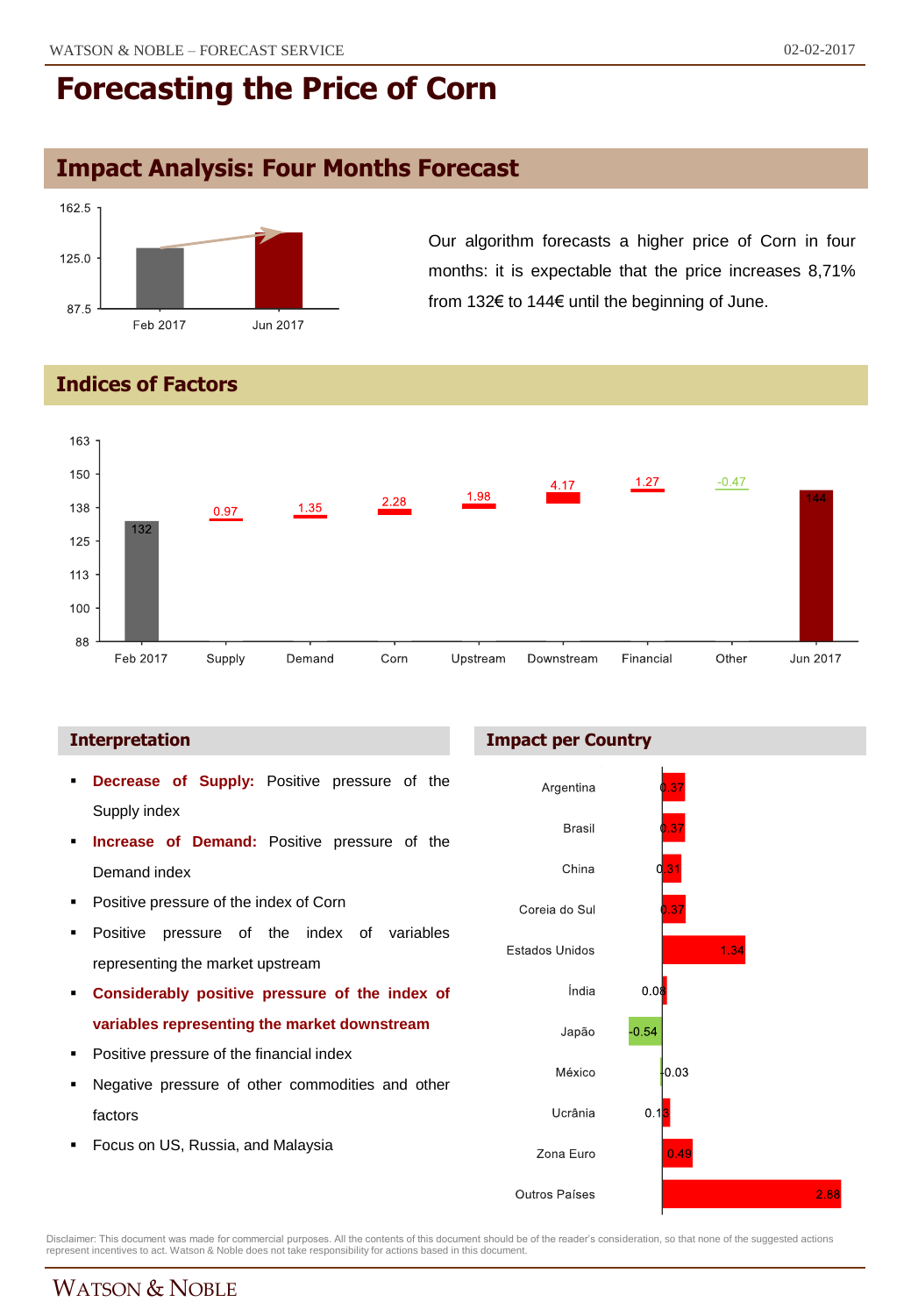# Forecasting the Price of Corn

## Impact Analysis: Four Months Forecast

Our algorithm forecasts a higher price of Corn in four months: it is expectable that the price increases 8,71% from 132€ to 144€ until the beginning of June.

## Indices of Factors

| | Value |
|---|---|
| Feb 2017 | 132 |
| Supply | 0.97 |
| Demand | 1.35 |
| Corn | 2.28 |
| Upstream | 1.98 |
| Downstream | 4.17 |
| Financial | 1.27 |
| Other | -0.47 |
| Jun 2017 | 144 |

### Interpretation

- **Decrease of Supply:** Positive pressure of the Supply index
- **Increase of Demand:** Positive pressure of the Demand index
- Positive pressure of the index of Corn
- Positive pressure of the index of variables representing the market upstream
- **Considerably positive pressure of the index of variables representing the market downstream**
- Positive pressure of the financial index
- Negative pressure of other commodities and other factors
- Focus on US, Russia, and Malaysia

### Impact per Country

| Country | Impact |
|---|---|
| Argentina | 0.37 |
| Brasil | 0.37 |
| China | 0.31 |
| Coreia do Sul | 0.37 |
| Estados Unidos | 1.34 |
| Índia | 0.08 |
| Japão | -0.54 |
| México | -0.03 |
| Ucrânia | 0.13 |
| Zona Euro | 0.49 |
| Outros Países | 2.88 |

Disclaimer: This document was made for commercial purposes. All the contents of this document should be of the reader's consideration, so that none of the suggested actions represent incentives to act. Watson & Noble does not take responsibility for actions based in this document.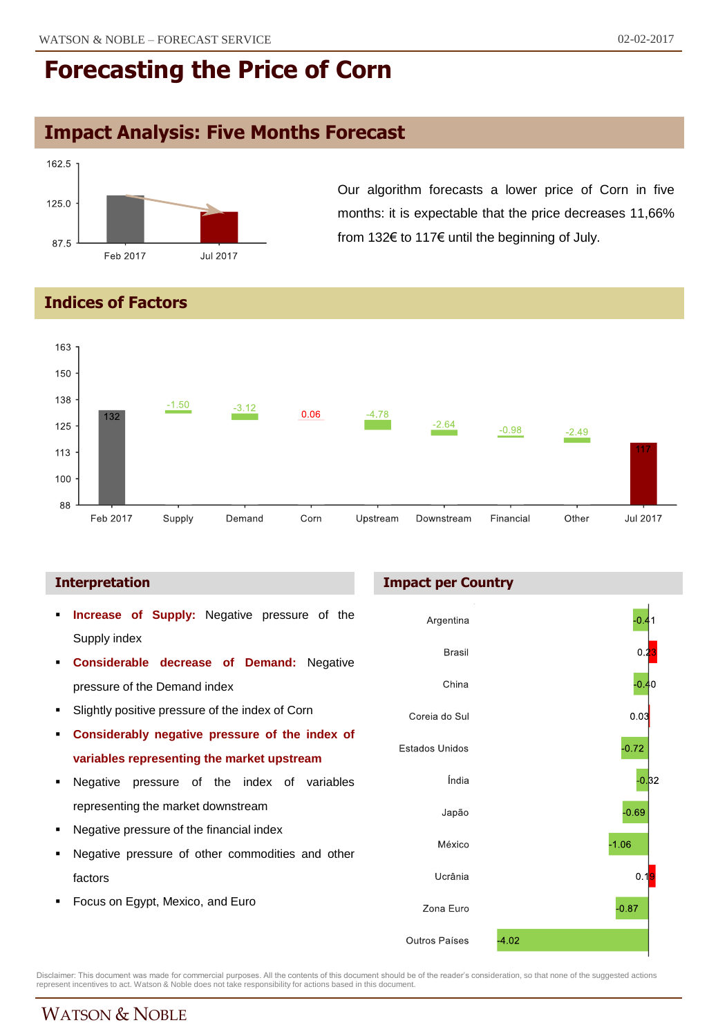# Forecasting the Price of Corn

## Impact Analysis: Five Months Forecast

Our algorithm forecasts a lower price of Corn in five months: it is expectable that the price decreases 11,66% from 132€ to 117€ until the beginning of July.

## Indices of Factors

| Feb 2017 | Supply | Demand | Corn | Upstream | Downstream | Financial | Other | Jul 2017 |
|---|---|---|---|---|---|---|---|---|
| 132 | -1.50 | -3.12 | 0.06 | -4.78 | -2.64 | -0.98 | -2.49 | 117 |

### Interpretation

- **Increase of Supply:** Negative pressure of the Supply index
- **Considerable decrease of Demand:** Negative pressure of the Demand index
- Slightly positive pressure of the index of Corn
- **Considerably negative pressure of the index of variables representing the market upstream**
- Negative pressure of the index of variables representing the market downstream
- Negative pressure of the financial index
- Negative pressure of other commodities and other factors
- Focus on Egypt, Mexico, and Euro

### Impact per Country

| Country | Impact |
|---|---|
| Argentina | -0.41 |
| Brasil | 0.23 |
| China | -0.40 |
| Coreia do Sul | 0.03 |
| Estados Unidos | -0.72 |
| Índia | -0.32 |
| Japão | -0.69 |
| México | -1.06 |
| Ucrânia | 0.19 |
| Zona Euro | -0.87 |
| Outros Países | -4.02 |

Disclaimer: This document was made for commercial purposes. All the contents of this document should be of the reader's consideration, so that none of the suggested actions represent incentives to act. Watson & Noble does not take responsibility for actions based in this document.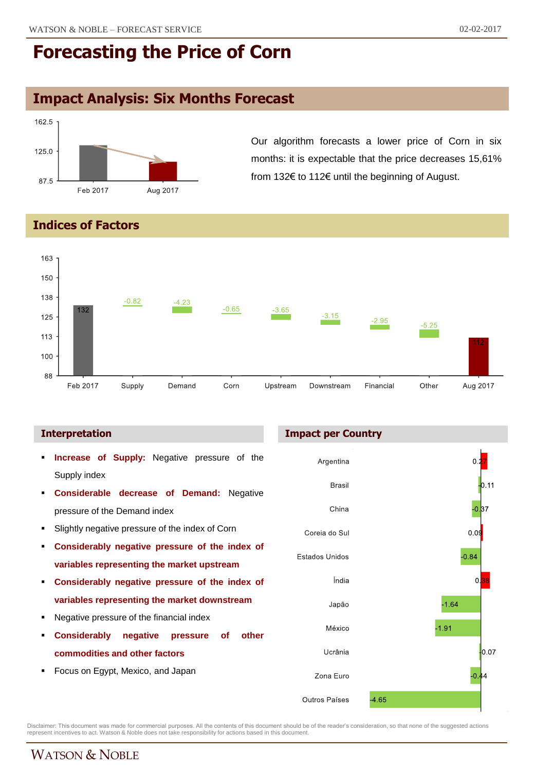# Forecasting the Price of Corn

## Impact Analysis: Six Months Forecast

| | Feb 2017 | Aug 2017 |
|---|---|---|
| Price | 132 | 112 |

Our algorithm forecasts a lower price of Corn in six months: it is expectable that the price decreases 15,61% from 132€ to 112€ until the beginning of August.

## Indices of Factors

| Feb 2017 | Supply | Demand | Corn | Upstream | Downstream | Financial | Other | Aug 2017 |
|---|---|---|---|---|---|---|---|---|
| 132 | -0.82 | -4.23 | -0.65 | -3.65 | -3.15 | -2.95 | -5.25 | 112 |

### Interpretation

- **Increase of Supply:** Negative pressure of the Supply index
- **Considerable decrease of Demand:** Negative pressure of the Demand index
- Slightly negative pressure of the index of Corn
- **Considerably negative pressure of the index of variables representing the market upstream**
- **Considerably negative pressure of the index of variables representing the market downstream**
- Negative pressure of the financial index
- **Considerably negative pressure of other commodities and other factors**
- Focus on Egypt, Mexico, and Japan

### Impact per Country

| Country | Impact |
|---|---|
| Argentina | 0.27 |
| Brasil | -0.11 |
| China | -0.37 |
| Coreia do Sul | 0.09 |
| Estados Unidos | -0.84 |
| Índia | 0.38 |
| Japão | -1.64 |
| México | -1.91 |
| Ucrânia | -0.07 |
| Zona Euro | -0.44 |
| Outros Países | -4.65 |

Disclaimer: This document was made for commercial purposes. All the contents of this document should be of the reader's consideration, so that none of the suggested actions represent incentives to act. Watson & Noble does not take responsibility for actions based in this document.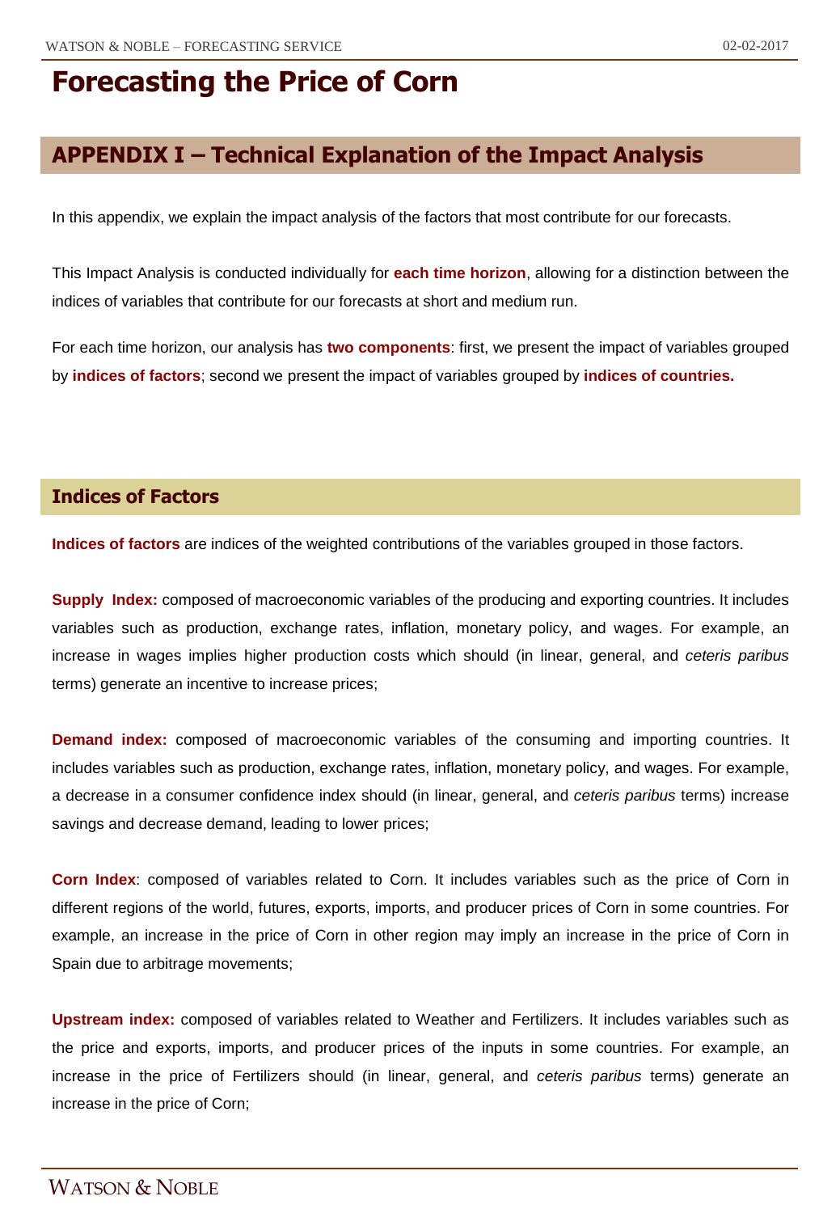# Forecasting the Price of Corn

## APPENDIX I – Technical Explanation of the Impact Analysis

In this appendix, we explain the impact analysis of the factors that most contribute for our forecasts.

This Impact Analysis is conducted individually for **each time horizon**, allowing for a distinction between the indices of variables that contribute for our forecasts at short and medium run.

For each time horizon, our analysis has **two components**: first, we present the impact of variables grouped by **indices of factors**; second we present the impact of variables grouped by **indices of countries.**

### Indices of Factors

**Indices of factors** are indices of the weighted contributions of the variables grouped in those factors.

**Supply Index:** composed of macroeconomic variables of the producing and exporting countries. It includes variables such as production, exchange rates, inflation, monetary policy, and wages. For example, an increase in wages implies higher production costs which should (in linear, general, and *ceteris paribus* terms) generate an incentive to increase prices;

**Demand index:** composed of macroeconomic variables of the consuming and importing countries. It includes variables such as production, exchange rates, inflation, monetary policy, and wages. For example, a decrease in a consumer confidence index should (in linear, general, and *ceteris paribus* terms) increase savings and decrease demand, leading to lower prices;

**Corn Index**: composed of variables related to Corn. It includes variables such as the price of Corn in different regions of the world, futures, exports, imports, and producer prices of Corn in some countries. For example, an increase in the price of Corn in other region may imply an increase in the price of Corn in Spain due to arbitrage movements;

**Upstream index:** composed of variables related to Weather and Fertilizers. It includes variables such as the price and exports, imports, and producer prices of the inputs in some countries. For example, an increase in the price of Fertilizers should (in linear, general, and *ceteris paribus* terms) generate an increase in the price of Corn;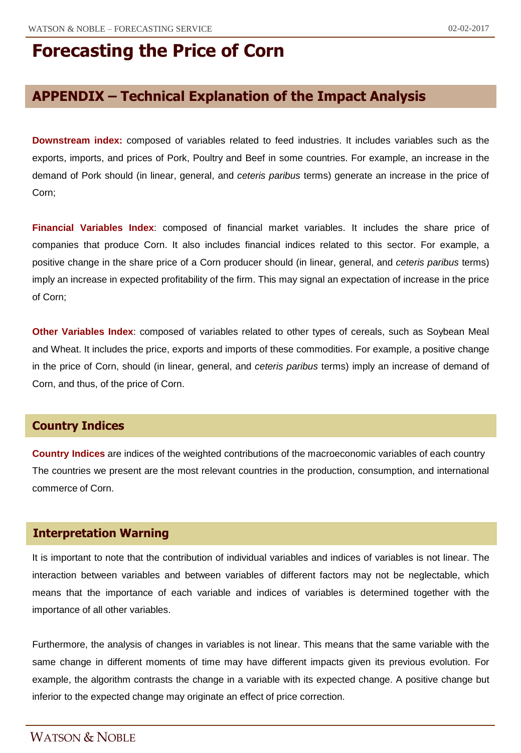# Forecasting the Price of Corn

## APPENDIX – Technical Explanation of the Impact Analysis

**Downstream index:** composed of variables related to feed industries. It includes variables such as the exports, imports, and prices of Pork, Poultry and Beef in some countries. For example, an increase in the demand of Pork should (in linear, general, and *ceteris paribus* terms) generate an increase in the price of Corn;

**Financial Variables Index**: composed of financial market variables. It includes the share price of companies that produce Corn. It also includes financial indices related to this sector. For example, a positive change in the share price of a Corn producer should (in linear, general, and *ceteris paribus* terms) imply an increase in expected profitability of the firm. This may signal an expectation of increase in the price of Corn;

**Other Variables Index**: composed of variables related to other types of cereals, such as Soybean Meal and Wheat. It includes the price, exports and imports of these commodities. For example, a positive change in the price of Corn, should (in linear, general, and *ceteris paribus* terms) imply an increase of demand of Corn, and thus, of the price of Corn.

### Country Indices

**Country Indices** are indices of the weighted contributions of the macroeconomic variables of each country The countries we present are the most relevant countries in the production, consumption, and international commerce of Corn.

### Interpretation Warning

It is important to note that the contribution of individual variables and indices of variables is not linear. The interaction between variables and between variables of different factors may not be neglectable, which means that the importance of each variable and indices of variables is determined together with the importance of all other variables.

Furthermore, the analysis of changes in variables is not linear. This means that the same variable with the same change in different moments of time may have different impacts given its previous evolution. For example, the algorithm contrasts the change in a variable with its expected change. A positive change but inferior to the expected change may originate an effect of price correction.